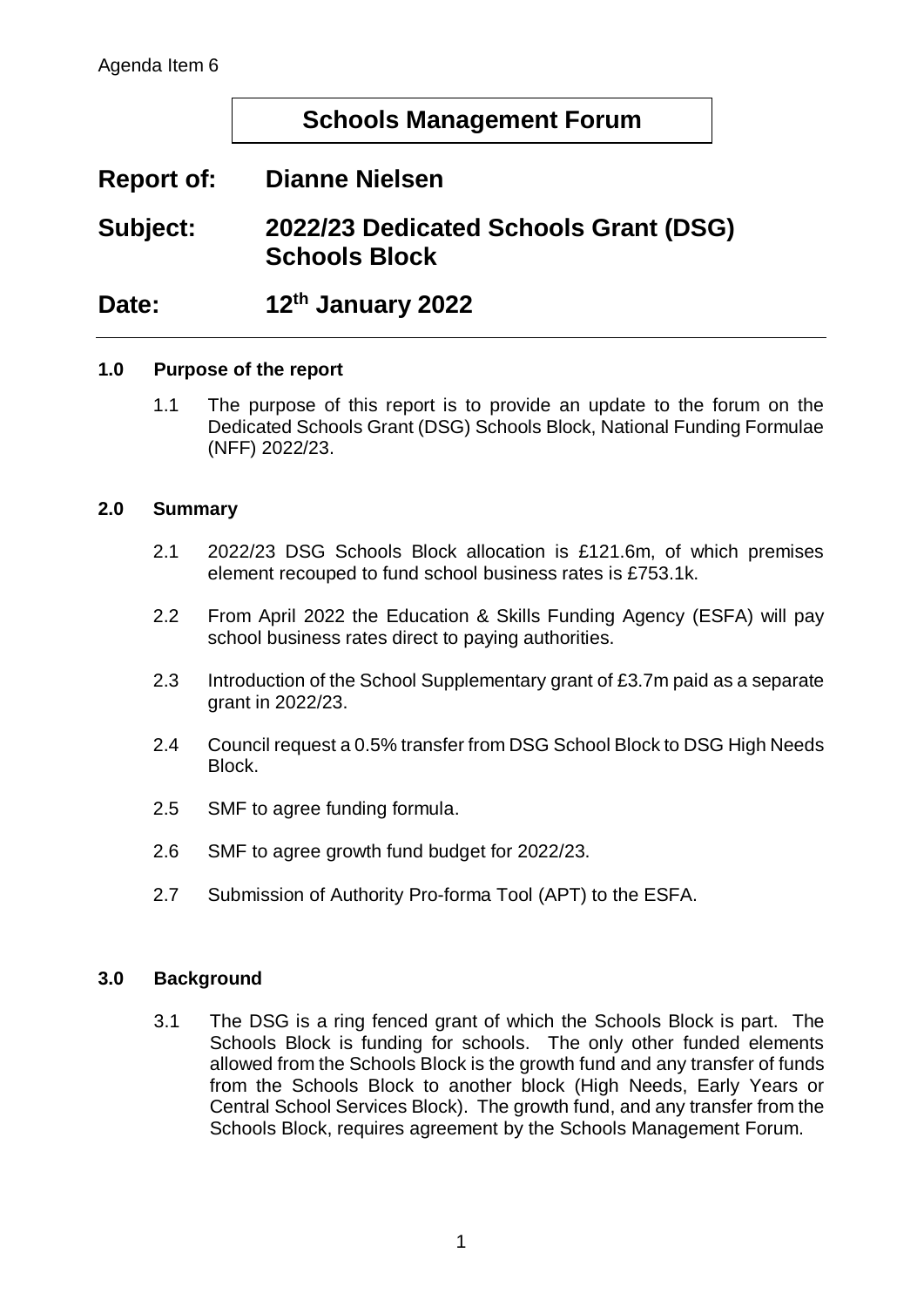Agenda Item 6

# Schools Management Forum

## Report of: Dianne Nielsen

## Subject: 2022/23 Dedicated Schools Grant (DSG) Schools Block

## Date: 12th January 2022

### 1.0 Purpose of the report

1.1 The purpose of this report is to provide an update to the forum on the Dedicated Schools Grant (DSG) Schools Block, National Funding Formulae (NFF) 2022/23.

### 2.0 Summary

2.1 2022/23 DSG Schools Block allocation is £121.6m, of which premises element recouped to fund school business rates is £753.1k.

2.2 From April 2022 the Education & Skills Funding Agency (ESFA) will pay school business rates direct to paying authorities.

2.3 Introduction of the School Supplementary grant of £3.7m paid as a separate grant in 2022/23.

2.4 Council request a 0.5% transfer from DSG School Block to DSG High Needs Block.

2.5 SMF to agree funding formula.

2.6 SMF to agree growth fund budget for 2022/23.

2.7 Submission of Authority Pro-forma Tool (APT) to the ESFA.

### 3.0 Background

3.1 The DSG is a ring fenced grant of which the Schools Block is part. The Schools Block is funding for schools. The only other funded elements allowed from the Schools Block is the growth fund and any transfer of funds from the Schools Block to another block (High Needs, Early Years or Central School Services Block). The growth fund, and any transfer from the Schools Block, requires agreement by the Schools Management Forum.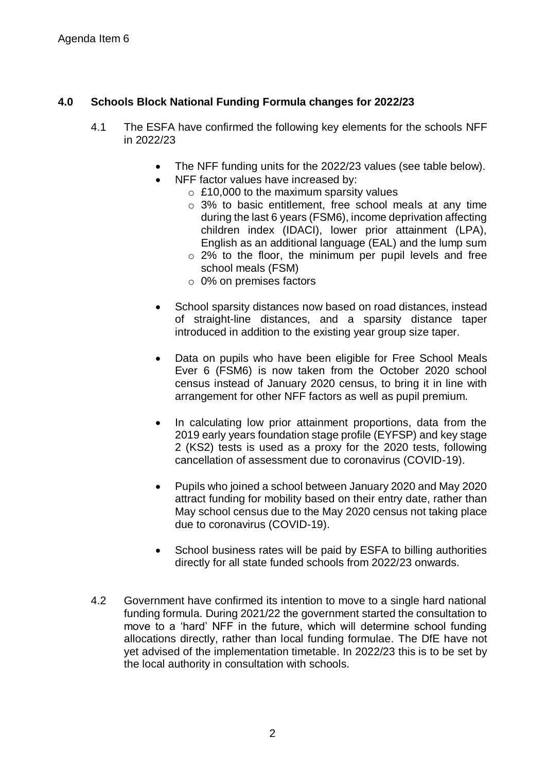Agenda Item 6

## 4.0 Schools Block National Funding Formula changes for 2022/23

4.1 The ESFA have confirmed the following key elements for the schools NFF in 2022/23

- The NFF funding units for the 2022/23 values (see table below).
- NFF factor values have increased by:
  - £10,000 to the maximum sparsity values
  - 3% to basic entitlement, free school meals at any time during the last 6 years (FSM6), income deprivation affecting children index (IDACI), lower prior attainment (LPA), English as an additional language (EAL) and the lump sum
  - 2% to the floor, the minimum per pupil levels and free school meals (FSM)
  - 0% on premises factors
- School sparsity distances now based on road distances, instead of straight-line distances, and a sparsity distance taper introduced in addition to the existing year group size taper.
- Data on pupils who have been eligible for Free School Meals Ever 6 (FSM6) is now taken from the October 2020 school census instead of January 2020 census, to bring it in line with arrangement for other NFF factors as well as pupil premium.
- In calculating low prior attainment proportions, data from the 2019 early years foundation stage profile (EYFSP) and key stage 2 (KS2) tests is used as a proxy for the 2020 tests, following cancellation of assessment due to coronavirus (COVID-19).
- Pupils who joined a school between January 2020 and May 2020 attract funding for mobility based on their entry date, rather than May school census due to the May 2020 census not taking place due to coronavirus (COVID-19).
- School business rates will be paid by ESFA to billing authorities directly for all state funded schools from 2022/23 onwards.

4.2 Government have confirmed its intention to move to a single hard national funding formula. During 2021/22 the government started the consultation to move to a 'hard' NFF in the future, which will determine school funding allocations directly, rather than local funding formulae. The DfE have not yet advised of the implementation timetable. In 2022/23 this is to be set by the local authority in consultation with schools.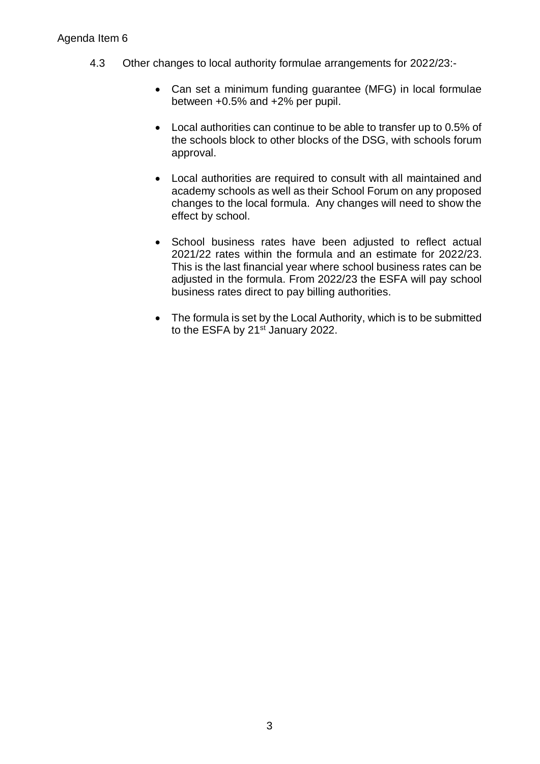4.3 Other changes to local authority formulae arrangements for 2022/23:-

- Can set a minimum funding guarantee (MFG) in local formulae between +0.5% and +2% per pupil.
- Local authorities can continue to be able to transfer up to 0.5% of the schools block to other blocks of the DSG, with schools forum approval.
- Local authorities are required to consult with all maintained and academy schools as well as their School Forum on any proposed changes to the local formula. Any changes will need to show the effect by school.
- School business rates have been adjusted to reflect actual 2021/22 rates within the formula and an estimate for 2022/23. This is the last financial year where school business rates can be adjusted in the formula. From 2022/23 the ESFA will pay school business rates direct to pay billing authorities.
- The formula is set by the Local Authority, which is to be submitted to the ESFA by 21st January 2022.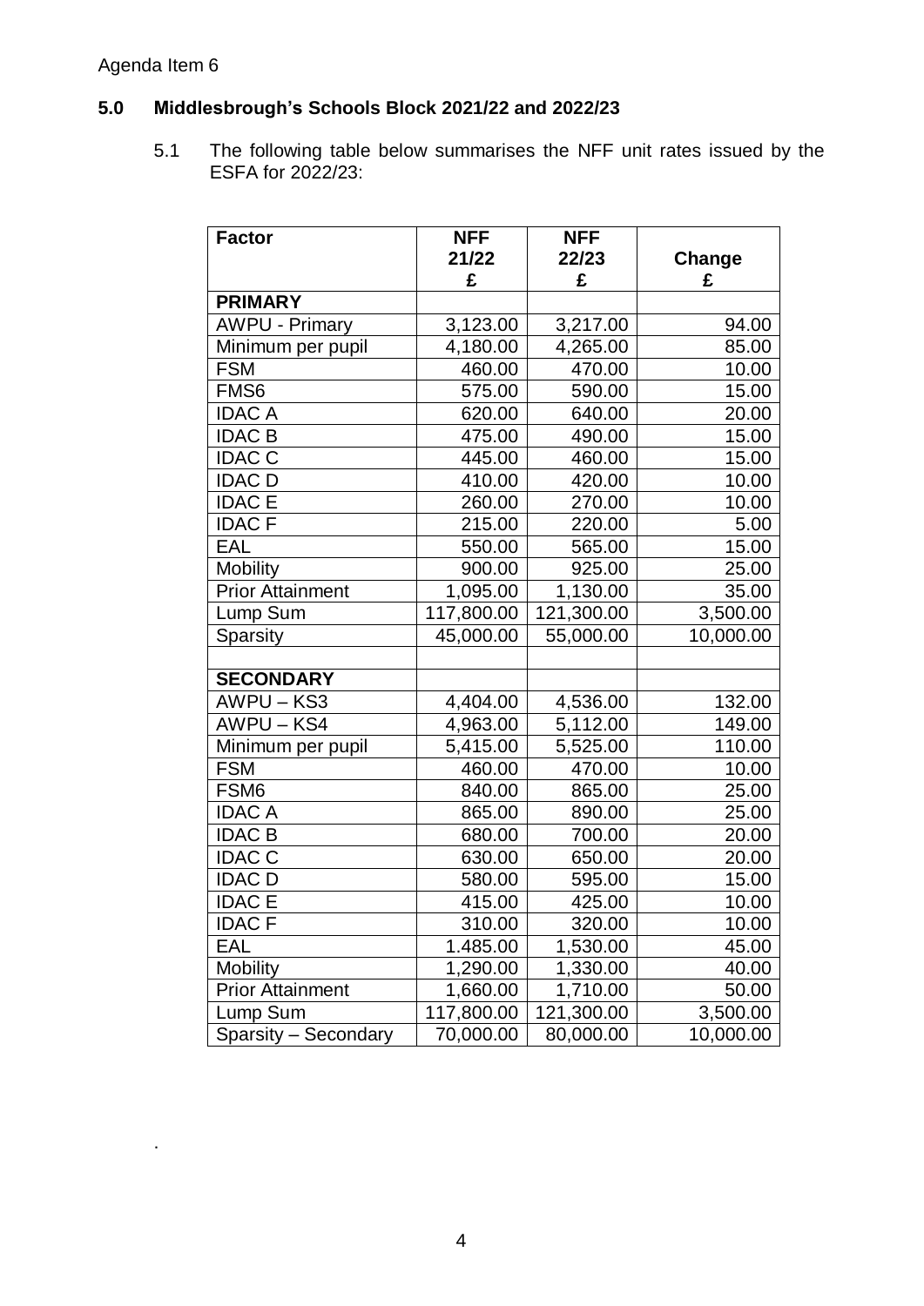Agenda Item 6

## 5.0 Middlesbrough's Schools Block 2021/22 and 2022/23

5.1 The following table below summarises the NFF unit rates issued by the ESFA for 2022/23:

| Factor | NFF 21/22 £ | NFF 22/23 £ | Change £ |
|---|---|---|---|
| **PRIMARY** | | | |
| AWPU - Primary | 3,123.00 | 3,217.00 | 94.00 |
| Minimum per pupil | 4,180.00 | 4,265.00 | 85.00 |
| FSM | 460.00 | 470.00 | 10.00 |
| FMS6 | 575.00 | 590.00 | 15.00 |
| IDAC A | 620.00 | 640.00 | 20.00 |
| IDAC B | 475.00 | 490.00 | 15.00 |
| IDAC C | 445.00 | 460.00 | 15.00 |
| IDAC D | 410.00 | 420.00 | 10.00 |
| IDAC E | 260.00 | 270.00 | 10.00 |
| IDAC F | 215.00 | 220.00 | 5.00 |
| EAL | 550.00 | 565.00 | 15.00 |
| Mobility | 900.00 | 925.00 | 25.00 |
| Prior Attainment | 1,095.00 | 1,130.00 | 35.00 |
| Lump Sum | 117,800.00 | 121,300.00 | 3,500.00 |
| Sparsity | 45,000.00 | 55,000.00 | 10,000.00 |
| | | | |
| **SECONDARY** | | | |
| AWPU – KS3 | 4,404.00 | 4,536.00 | 132.00 |
| AWPU – KS4 | 4,963.00 | 5,112.00 | 149.00 |
| Minimum per pupil | 5,415.00 | 5,525.00 | 110.00 |
| FSM | 460.00 | 470.00 | 10.00 |
| FSM6 | 840.00 | 865.00 | 25.00 |
| IDAC A | 865.00 | 890.00 | 25.00 |
| IDAC B | 680.00 | 700.00 | 20.00 |
| IDAC C | 630.00 | 650.00 | 20.00 |
| IDAC D | 580.00 | 595.00 | 15.00 |
| IDAC E | 415.00 | 425.00 | 10.00 |
| IDAC F | 310.00 | 320.00 | 10.00 |
| EAL | 1.485.00 | 1,530.00 | 45.00 |
| Mobility | 1,290.00 | 1,330.00 | 40.00 |
| Prior Attainment | 1,660.00 | 1,710.00 | 50.00 |
| Lump Sum | 117,800.00 | 121,300.00 | 3,500.00 |
| Sparsity – Secondary | 70,000.00 | 80,000.00 | 10,000.00 |

.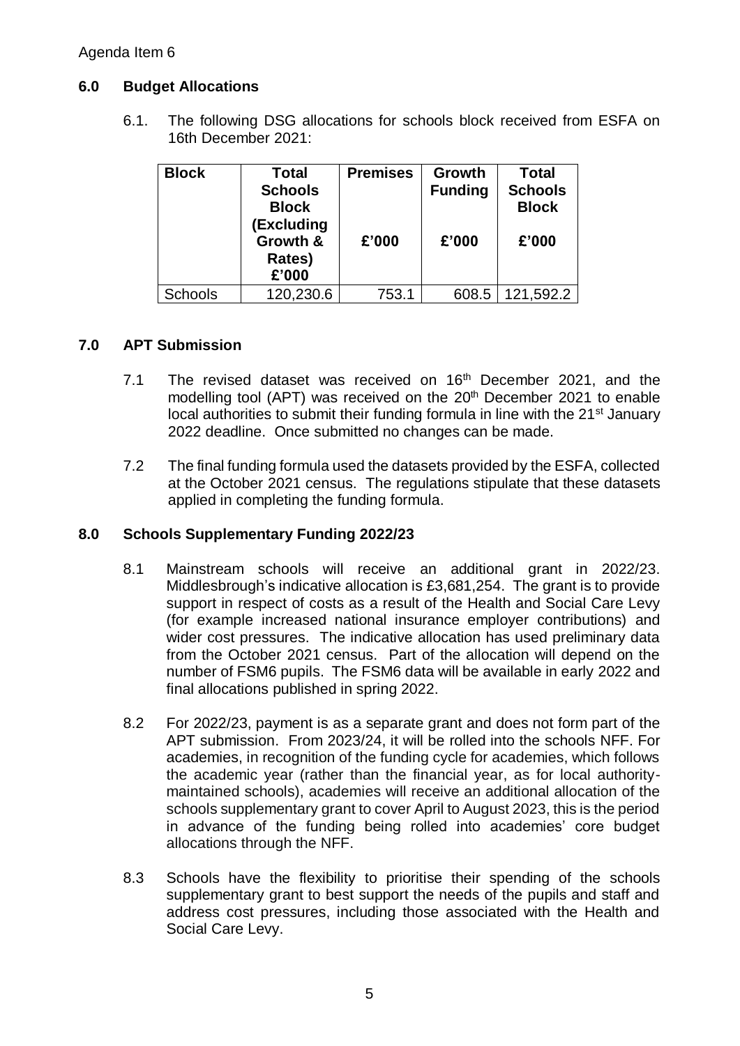Agenda Item 6

## 6.0 Budget Allocations

6.1. The following DSG allocations for schools block received from ESFA on 16th December 2021:

| Block | Total Schools Block (Excluding Growth & Rates) £'000 | Premises £'000 | Growth Funding £'000 | Total Schools Block £'000 |
|---|---|---|---|---|
| Schools | 120,230.6 | 753.1 | 608.5 | 121,592.2 |

## 7.0 APT Submission

7.1 The revised dataset was received on 16th December 2021, and the modelling tool (APT) was received on the 20th December 2021 to enable local authorities to submit their funding formula in line with the 21st January 2022 deadline. Once submitted no changes can be made.

7.2 The final funding formula used the datasets provided by the ESFA, collected at the October 2021 census. The regulations stipulate that these datasets applied in completing the funding formula.

## 8.0 Schools Supplementary Funding 2022/23

8.1 Mainstream schools will receive an additional grant in 2022/23. Middlesbrough's indicative allocation is £3,681,254. The grant is to provide support in respect of costs as a result of the Health and Social Care Levy (for example increased national insurance employer contributions) and wider cost pressures. The indicative allocation has used preliminary data from the October 2021 census. Part of the allocation will depend on the number of FSM6 pupils. The FSM6 data will be available in early 2022 and final allocations published in spring 2022.

8.2 For 2022/23, payment is as a separate grant and does not form part of the APT submission. From 2023/24, it will be rolled into the schools NFF. For academies, in recognition of the funding cycle for academies, which follows the academic year (rather than the financial year, as for local authority-maintained schools), academies will receive an additional allocation of the schools supplementary grant to cover April to August 2023, this is the period in advance of the funding being rolled into academies' core budget allocations through the NFF.

8.3 Schools have the flexibility to prioritise their spending of the schools supplementary grant to best support the needs of the pupils and staff and address cost pressures, including those associated with the Health and Social Care Levy.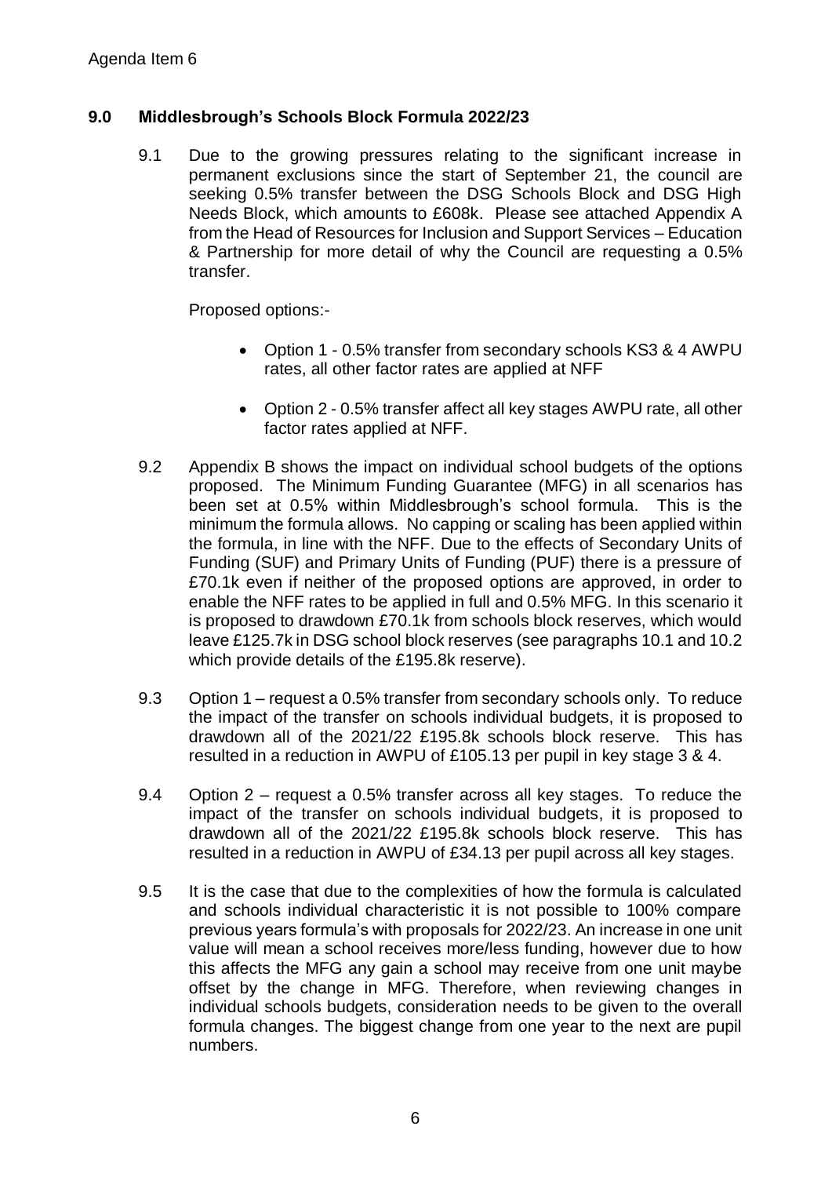Agenda Item 6

## 9.0 Middlesbrough's Schools Block Formula 2022/23

9.1 Due to the growing pressures relating to the significant increase in permanent exclusions since the start of September 21, the council are seeking 0.5% transfer between the DSG Schools Block and DSG High Needs Block, which amounts to £608k. Please see attached Appendix A from the Head of Resources for Inclusion and Support Services – Education & Partnership for more detail of why the Council are requesting a 0.5% transfer.

Proposed options:-

- Option 1 - 0.5% transfer from secondary schools KS3 & 4 AWPU rates, all other factor rates are applied at NFF
- Option 2 - 0.5% transfer affect all key stages AWPU rate, all other factor rates applied at NFF.

9.2 Appendix B shows the impact on individual school budgets of the options proposed. The Minimum Funding Guarantee (MFG) in all scenarios has been set at 0.5% within Middlesbrough's school formula. This is the minimum the formula allows. No capping or scaling has been applied within the formula, in line with the NFF. Due to the effects of Secondary Units of Funding (SUF) and Primary Units of Funding (PUF) there is a pressure of £70.1k even if neither of the proposed options are approved, in order to enable the NFF rates to be applied in full and 0.5% MFG. In this scenario it is proposed to drawdown £70.1k from schools block reserves, which would leave £125.7k in DSG school block reserves (see paragraphs 10.1 and 10.2 which provide details of the £195.8k reserve).

9.3 Option 1 – request a 0.5% transfer from secondary schools only. To reduce the impact of the transfer on schools individual budgets, it is proposed to drawdown all of the 2021/22 £195.8k schools block reserve. This has resulted in a reduction in AWPU of £105.13 per pupil in key stage 3 & 4.

9.4 Option 2 – request a 0.5% transfer across all key stages. To reduce the impact of the transfer on schools individual budgets, it is proposed to drawdown all of the 2021/22 £195.8k schools block reserve. This has resulted in a reduction in AWPU of £34.13 per pupil across all key stages.

9.5 It is the case that due to the complexities of how the formula is calculated and schools individual characteristic it is not possible to 100% compare previous years formula's with proposals for 2022/23. An increase in one unit value will mean a school receives more/less funding, however due to how this affects the MFG any gain a school may receive from one unit maybe offset by the change in MFG. Therefore, when reviewing changes in individual schools budgets, consideration needs to be given to the overall formula changes. The biggest change from one year to the next are pupil numbers.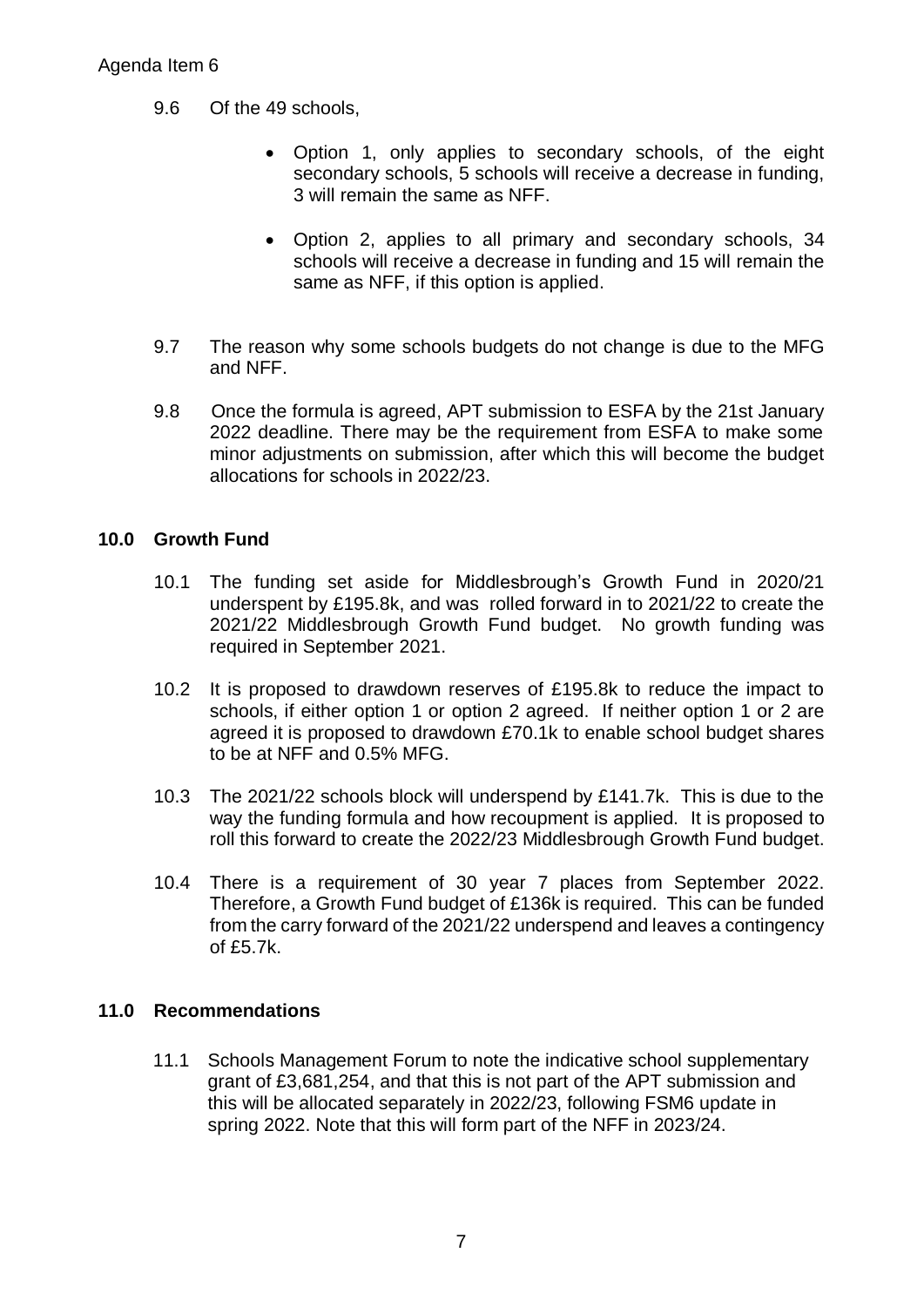9.6 Of the 49 schools,

- Option 1, only applies to secondary schools, of the eight secondary schools, 5 schools will receive a decrease in funding, 3 will remain the same as NFF.

- Option 2, applies to all primary and secondary schools, 34 schools will receive a decrease in funding and 15 will remain the same as NFF, if this option is applied.

9.7 The reason why some schools budgets do not change is due to the MFG and NFF.

9.8 Once the formula is agreed, APT submission to ESFA by the 21st January 2022 deadline. There may be the requirement from ESFA to make some minor adjustments on submission, after which this will become the budget allocations for schools in 2022/23.

## 10.0 Growth Fund

10.1 The funding set aside for Middlesbrough's Growth Fund in 2020/21 underspent by £195.8k, and was rolled forward in to 2021/22 to create the 2021/22 Middlesbrough Growth Fund budget. No growth funding was required in September 2021.

10.2 It is proposed to drawdown reserves of £195.8k to reduce the impact to schools, if either option 1 or option 2 agreed. If neither option 1 or 2 are agreed it is proposed to drawdown £70.1k to enable school budget shares to be at NFF and 0.5% MFG.

10.3 The 2021/22 schools block will underspend by £141.7k. This is due to the way the funding formula and how recoupment is applied. It is proposed to roll this forward to create the 2022/23 Middlesbrough Growth Fund budget.

10.4 There is a requirement of 30 year 7 places from September 2022. Therefore, a Growth Fund budget of £136k is required. This can be funded from the carry forward of the 2021/22 underspend and leaves a contingency of £5.7k.

## 11.0 Recommendations

11.1 Schools Management Forum to note the indicative school supplementary grant of £3,681,254, and that this is not part of the APT submission and this will be allocated separately in 2022/23, following FSM6 update in spring 2022. Note that this will form part of the NFF in 2023/24.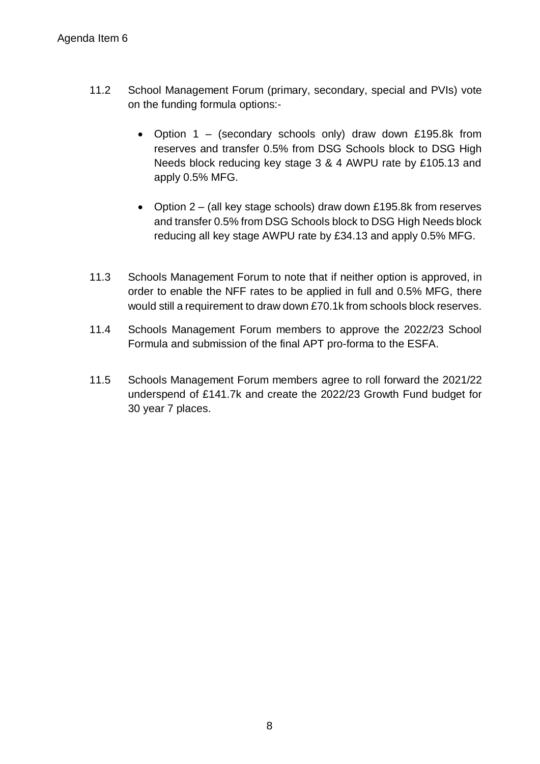11.2 School Management Forum (primary, secondary, special and PVIs) vote on the funding formula options:-

- Option 1 – (secondary schools only) draw down £195.8k from reserves and transfer 0.5% from DSG Schools block to DSG High Needs block reducing key stage 3 & 4 AWPU rate by £105.13 and apply 0.5% MFG.

- Option 2 – (all key stage schools) draw down £195.8k from reserves and transfer 0.5% from DSG Schools block to DSG High Needs block reducing all key stage AWPU rate by £34.13 and apply 0.5% MFG.

11.3 Schools Management Forum to note that if neither option is approved, in order to enable the NFF rates to be applied in full and 0.5% MFG, there would still a requirement to draw down £70.1k from schools block reserves.

11.4 Schools Management Forum members to approve the 2022/23 School Formula and submission of the final APT pro-forma to the ESFA.

11.5 Schools Management Forum members agree to roll forward the 2021/22 underspend of £141.7k and create the 2022/23 Growth Fund budget for 30 year 7 places.